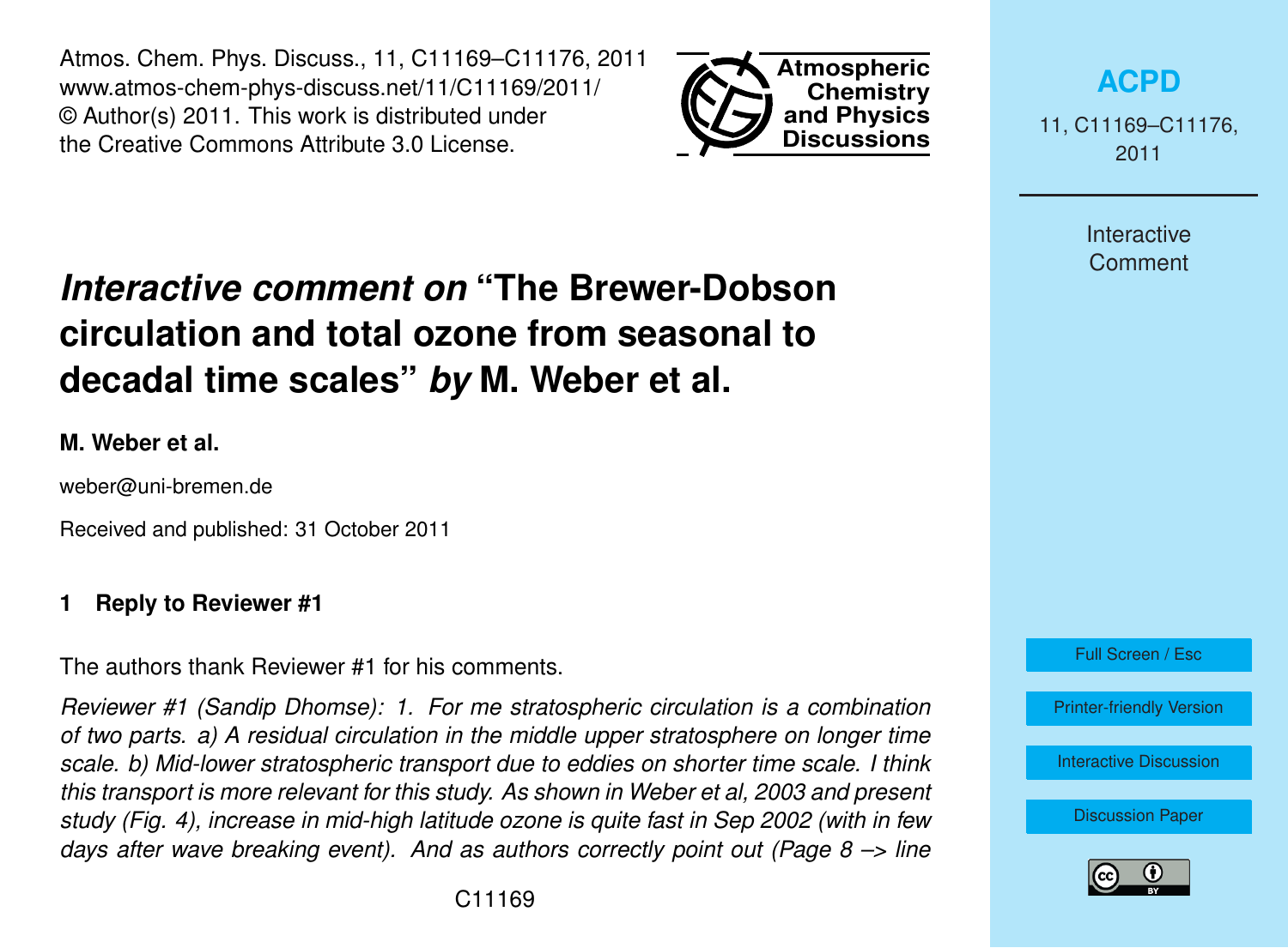# *Interactive comment on* "The Brewer-Dobson circulation and total ozone from seasonal to decadal time scales" *by* M. Weber et al.

**M. Weber et al.**

weber@uni-bremen.de

Received and published: 31 October 2011

## 1 Reply to Reviewer #1

The authors thank Reviewer #1 for his comments.

*Reviewer #1 (Sandip Dhomse): 1. For me stratospheric circulation is a combination of two parts. a) A residual circulation in the middle upper stratosphere on longer time scale. b) Mid-lower stratospheric transport due to eddies on shorter time scale. I think this transport is more relevant for this study. As shown in Weber et al, 2003 and present study (Fig. 4), increase in mid-high latitude ozone is quite fast in Sep 2002 (with in few days after wave breaking event). And as authors correctly point out (Page 8 –> line*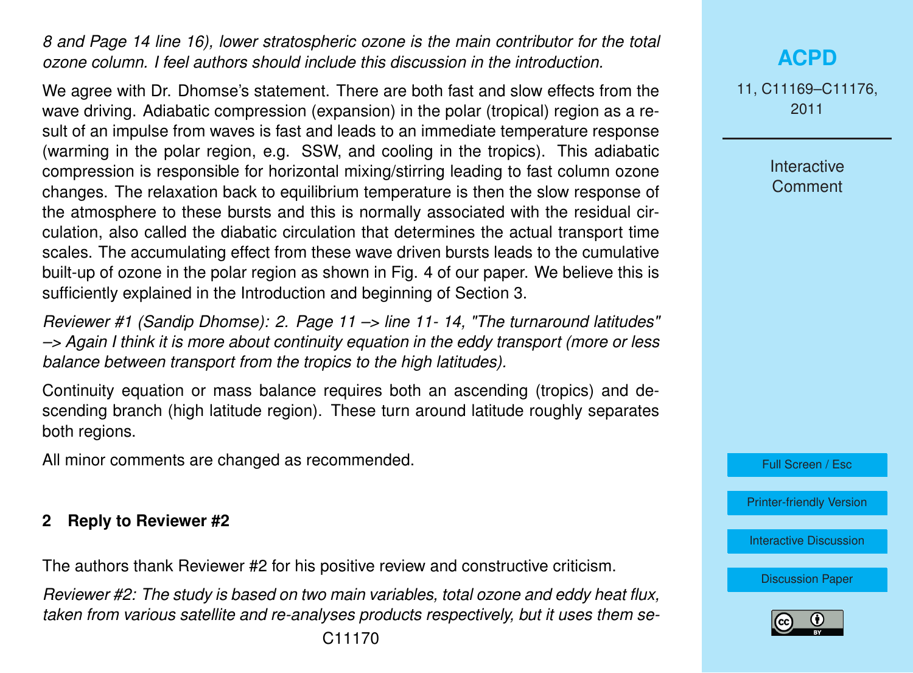*8 and Page 14 line 16), lower stratospheric ozone is the main contributor for the total ozone column. I feel authors should include this discussion in the introduction.*

We agree with Dr. Dhomse's statement. There are both fast and slow effects from the wave driving. Adiabatic compression (expansion) in the polar (tropical) region as a result of an impulse from waves is fast and leads to an immediate temperature response (warming in the polar region, e.g. SSW, and cooling in the tropics). This adiabatic compression is responsible for horizontal mixing/stirring leading to fast column ozone changes. The relaxation back to equilibrium temperature is then the slow response of the atmosphere to these bursts and this is normally associated with the residual circulation, also called the diabatic circulation that determines the actual transport time scales. The accumulating effect from these wave driven bursts leads to the cumulative built-up of ozone in the polar region as shown in Fig. 4 of our paper. We believe this is sufficiently explained in the Introduction and beginning of Section 3.

*Reviewer #1 (Sandip Dhomse): 2. Page 11 –> line 11- 14, "The turnaround latitudes" –> Again I think it is more about continuity equation in the eddy transport (more or less balance between transport from the tropics to the high latitudes).*

Continuity equation or mass balance requires both an ascending (tropics) and descending branch (high latitude region). These turn around latitude roughly separates both regions.

All minor comments are changed as recommended.

## 2 Reply to Reviewer #2

The authors thank Reviewer #2 for his positive review and constructive criticism.

*Reviewer #2: The study is based on two main variables, total ozone and eddy heat flux, taken from various satellite and re-analyses products respectively, but it uses them se-*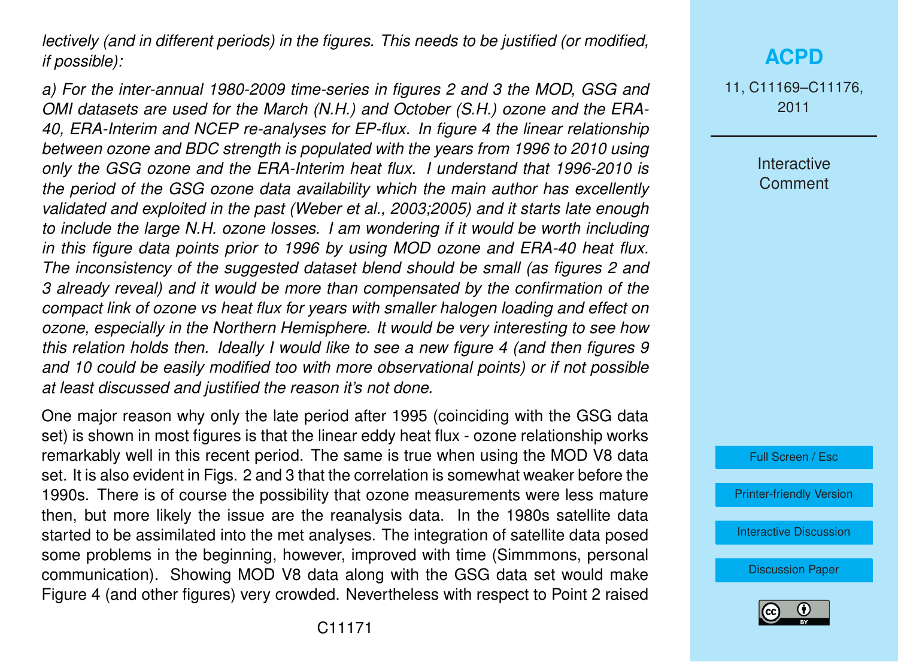*lectively (and in different periods) in the figures. This needs to be justified (or modified, if possible):*

*a) For the inter-annual 1980-2009 time-series in figures 2 and 3 the MOD, GSG and OMI datasets are used for the March (N.H.) and October (S.H.) ozone and the ERA-40, ERA-Interim and NCEP re-analyses for EP-flux. In figure 4 the linear relationship between ozone and BDC strength is populated with the years from 1996 to 2010 using only the GSG ozone and the ERA-Interim heat flux. I understand that 1996-2010 is the period of the GSG ozone data availability which the main author has excellently validated and exploited in the past (Weber et al., 2003;2005) and it starts late enough to include the large N.H. ozone losses. I am wondering if it would be worth including in this figure data points prior to 1996 by using MOD ozone and ERA-40 heat flux. The inconsistency of the suggested dataset blend should be small (as figures 2 and 3 already reveal) and it would be more than compensated by the confirmation of the compact link of ozone vs heat flux for years with smaller halogen loading and effect on ozone, especially in the Northern Hemisphere. It would be very interesting to see how this relation holds then. Ideally I would like to see a new figure 4 (and then figures 9 and 10 could be easily modified too with more observational points) or if not possible at least discussed and justified the reason it's not done.*

One major reason why only the late period after 1995 (coinciding with the GSG data set) is shown in most figures is that the linear eddy heat flux - ozone relationship works remarkably well in this recent period. The same is true when using the MOD V8 data set. It is also evident in Figs. 2 and 3 that the correlation is somewhat weaker before the 1990s. There is of course the possibility that ozone measurements were less mature then, but more likely the issue are the reanalysis data. In the 1980s satellite data started to be assimilated into the met analyses. The integration of satellite data posed some problems in the beginning, however, improved with time (Simmmons, personal communication). Showing MOD V8 data along with the GSG data set would make Figure 4 (and other figures) very crowded. Nevertheless with respect to Point 2 raised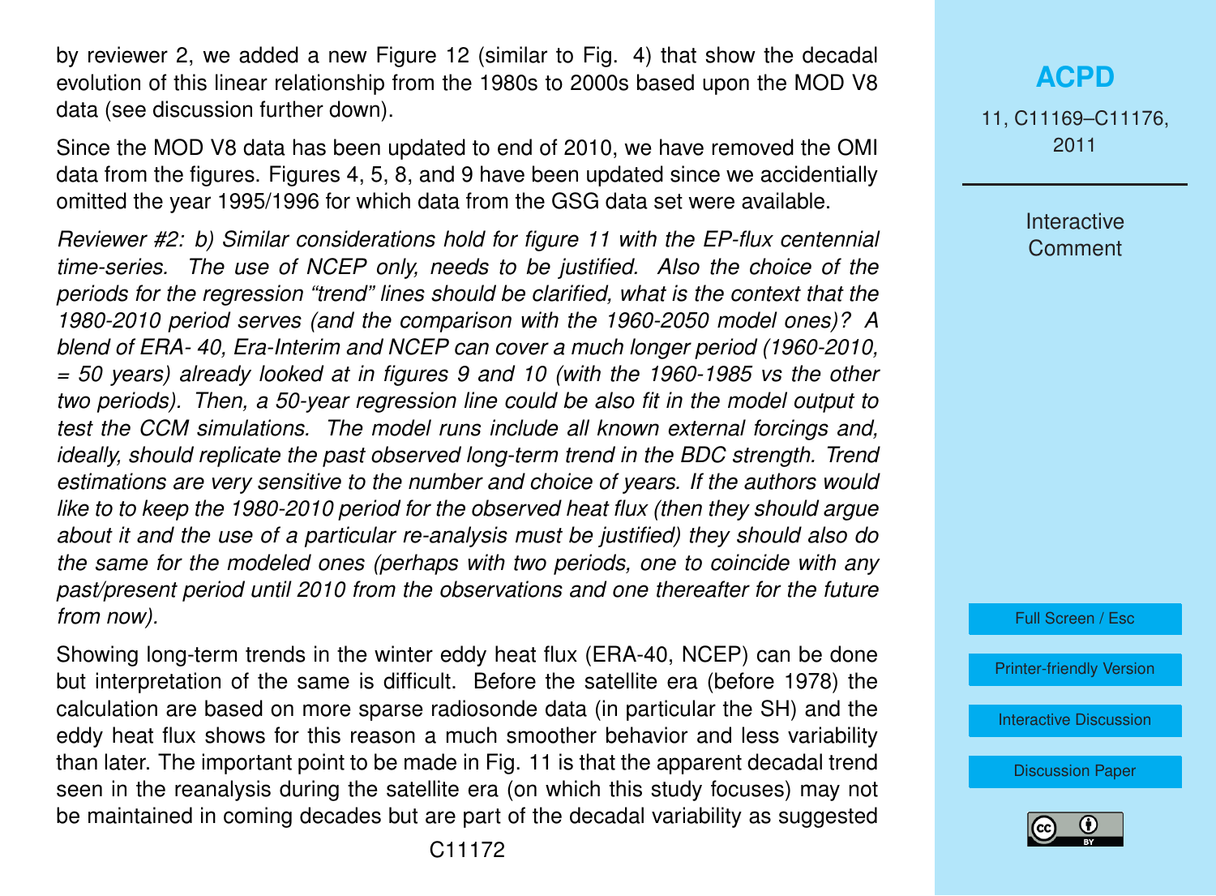by reviewer 2, we added a new Figure 12 (similar to Fig. 4) that show the decadal evolution of this linear relationship from the 1980s to 2000s based upon the MOD V8 data (see discussion further down).

Since the MOD V8 data has been updated to end of 2010, we have removed the OMI data from the figures. Figures 4, 5, 8, and 9 have been updated since we accidentially omitted the year 1995/1996 for which data from the GSG data set were available.

*Reviewer #2: b) Similar considerations hold for figure 11 with the EP-flux centennial time-series. The use of NCEP only, needs to be justified. Also the choice of the periods for the regression "trend" lines should be clarified, what is the context that the 1980-2010 period serves (and the comparison with the 1960-2050 model ones)? A blend of ERA- 40, Era-Interim and NCEP can cover a much longer period (1960-2010, = 50 years) already looked at in figures 9 and 10 (with the 1960-1985 vs the other two periods). Then, a 50-year regression line could be also fit in the model output to test the CCM simulations. The model runs include all known external forcings and, ideally, should replicate the past observed long-term trend in the BDC strength. Trend estimations are very sensitive to the number and choice of years. If the authors would like to to keep the 1980-2010 period for the observed heat flux (then they should argue about it and the use of a particular re-analysis must be justified) they should also do the same for the modeled ones (perhaps with two periods, one to coincide with any past/present period until 2010 from the observations and one thereafter for the future from now).*

Showing long-term trends in the winter eddy heat flux (ERA-40, NCEP) can be done but interpretation of the same is difficult. Before the satellite era (before 1978) the calculation are based on more sparse radiosonde data (in particular the SH) and the eddy heat flux shows for this reason a much smoother behavior and less variability than later. The important point to be made in Fig. 11 is that the apparent decadal trend seen in the reanalysis during the satellite era (on which this study focuses) may not be maintained in coming decades but are part of the decadal variability as suggested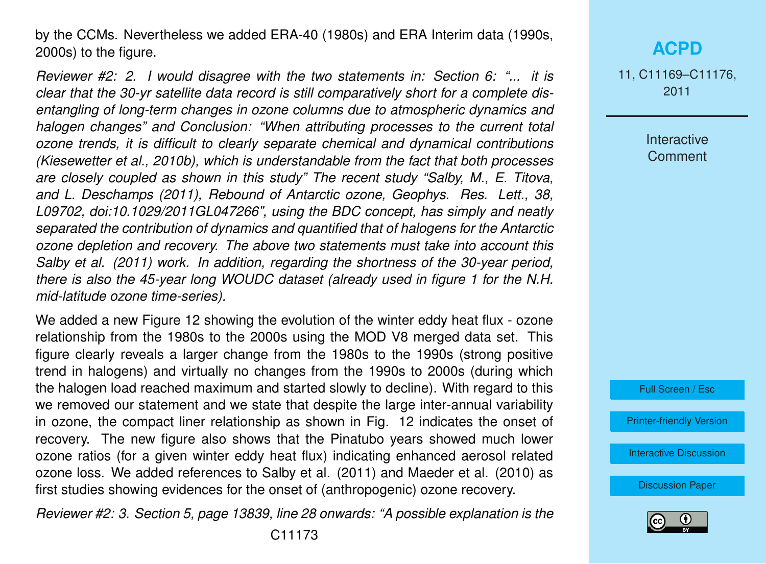by the CCMs. Nevertheless we added ERA-40 (1980s) and ERA Interim data (1990s, 2000s) to the figure.

*Reviewer #2: 2. I would disagree with the two statements in: Section 6: "... it is clear that the 30-yr satellite data record is still comparatively short for a complete disentangling of long-term changes in ozone columns due to atmospheric dynamics and halogen changes" and Conclusion: "When attributing processes to the current total ozone trends, it is difficult to clearly separate chemical and dynamical contributions (Kiesewetter et al., 2010b), which is understandable from the fact that both processes are closely coupled as shown in this study" The recent study "Salby, M., E. Titova, and L. Deschamps (2011), Rebound of Antarctic ozone, Geophys. Res. Lett., 38, L09702, doi:10.1029/2011GL047266", using the BDC concept, has simply and neatly separated the contribution of dynamics and quantified that of halogens for the Antarctic ozone depletion and recovery. The above two statements must take into account this Salby et al. (2011) work. In addition, regarding the shortness of the 30-year period, there is also the 45-year long WOUDC dataset (already used in figure 1 for the N.H. mid-latitude ozone time-series).*

We added a new Figure 12 showing the evolution of the winter eddy heat flux - ozone relationship from the 1980s to the 2000s using the MOD V8 merged data set. This figure clearly reveals a larger change from the 1980s to the 1990s (strong positive trend in halogens) and virtually no changes from the 1990s to 2000s (during which the halogen load reached maximum and started slowly to decline). With regard to this we removed our statement and we state that despite the large inter-annual variability in ozone, the compact liner relationship as shown in Fig. 12 indicates the onset of recovery. The new figure also shows that the Pinatubo years showed much lower ozone ratios (for a given winter eddy heat flux) indicating enhanced aerosol related ozone loss. We added references to Salby et al. (2011) and Maeder et al. (2010) as first studies showing evidences for the onset of (anthropogenic) ozone recovery.

*Reviewer #2: 3. Section 5, page 13839, line 28 onwards: "A possible explanation is the*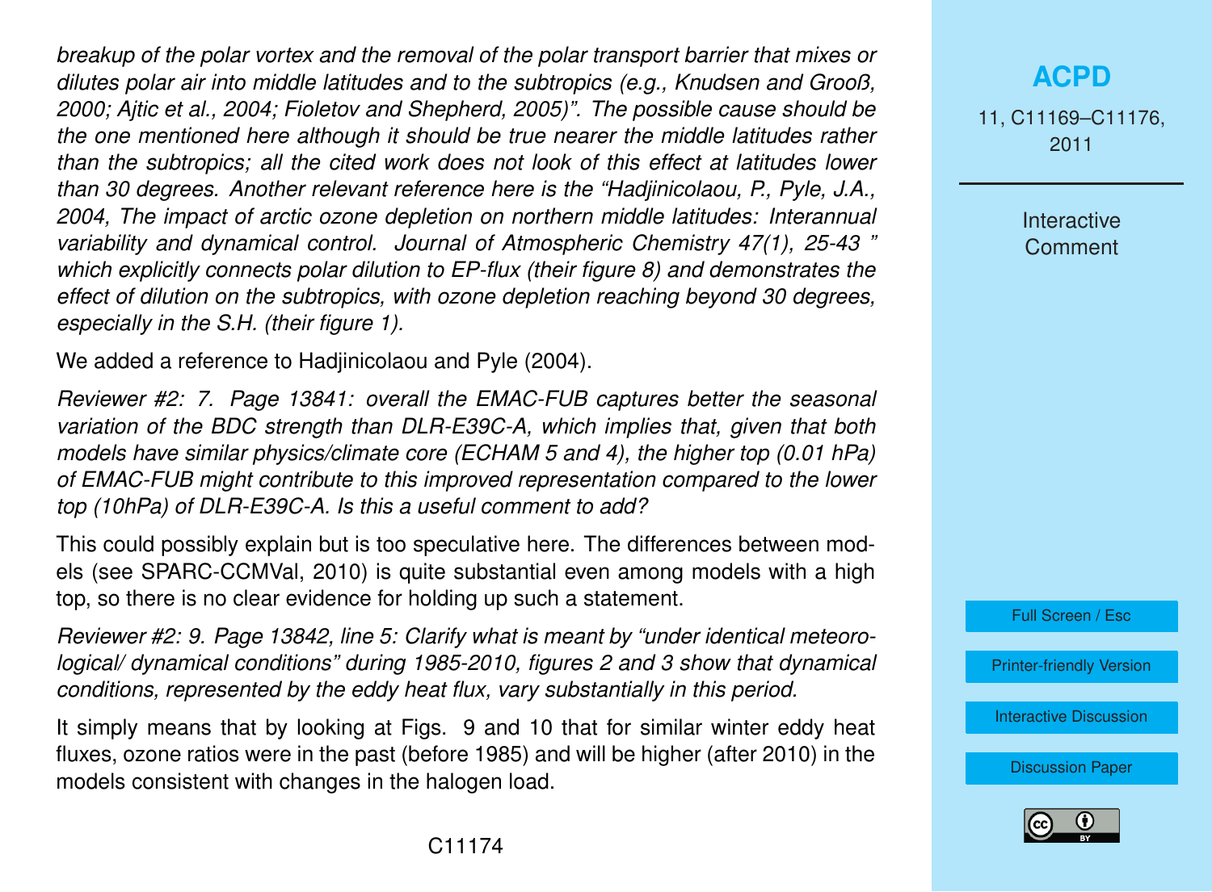*breakup of the polar vortex and the removal of the polar transport barrier that mixes or dilutes polar air into middle latitudes and to the subtropics (e.g., Knudsen and Grooß, 2000; Ajtic et al., 2004; Fioletov and Shepherd, 2005)". The possible cause should be the one mentioned here although it should be true nearer the middle latitudes rather than the subtropics; all the cited work does not look of this effect at latitudes lower than 30 degrees. Another relevant reference here is the "Hadjinicolaou, P., Pyle, J.A., 2004, The impact of arctic ozone depletion on northern middle latitudes: Interannual variability and dynamical control. Journal of Atmospheric Chemistry 47(1), 25-43 " which explicitly connects polar dilution to EP-flux (their figure 8) and demonstrates the effect of dilution on the subtropics, with ozone depletion reaching beyond 30 degrees, especially in the S.H. (their figure 1).*

We added a reference to Hadjinicolaou and Pyle (2004).

*Reviewer #2: 7. Page 13841: overall the EMAC-FUB captures better the seasonal variation of the BDC strength than DLR-E39C-A, which implies that, given that both models have similar physics/climate core (ECHAM 5 and 4), the higher top (0.01 hPa) of EMAC-FUB might contribute to this improved representation compared to the lower top (10hPa) of DLR-E39C-A. Is this a useful comment to add?*

This could possibly explain but is too speculative here. The differences between models (see SPARC-CCMVal, 2010) is quite substantial even among models with a high top, so there is no clear evidence for holding up such a statement.

*Reviewer #2: 9. Page 13842, line 5: Clarify what is meant by "under identical meteorological/ dynamical conditions" during 1985-2010, figures 2 and 3 show that dynamical conditions, represented by the eddy heat flux, vary substantially in this period.*

It simply means that by looking at Figs. 9 and 10 that for similar winter eddy heat fluxes, ozone ratios were in the past (before 1985) and will be higher (after 2010) in the models consistent with changes in the halogen load.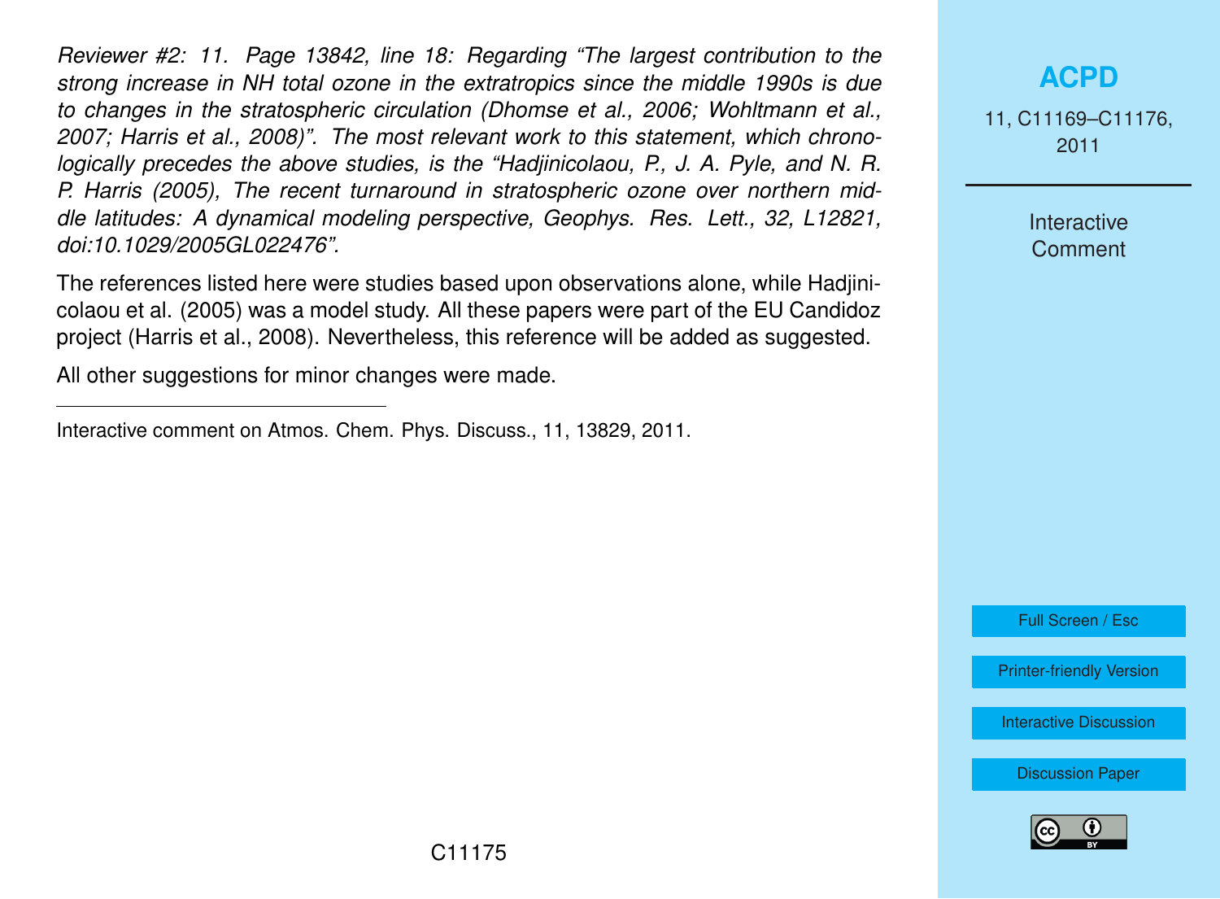*Reviewer #2: 11. Page 13842, line 18: Regarding "The largest contribution to the strong increase in NH total ozone in the extratropics since the middle 1990s is due to changes in the stratospheric circulation (Dhomse et al., 2006; Wohltmann et al., 2007; Harris et al., 2008)". The most relevant work to this statement, which chronologically precedes the above studies, is the "Hadjinicolaou, P., J. A. Pyle, and N. R. P. Harris (2005), The recent turnaround in stratospheric ozone over northern middle latitudes: A dynamical modeling perspective, Geophys. Res. Lett., 32, L12821, doi:10.1029/2005GL022476".*

The references listed here were studies based upon observations alone, while Hadjinicolaou et al. (2005) was a model study. All these papers were part of the EU Candidoz project (Harris et al., 2008). Nevertheless, this reference will be added as suggested.

All other suggestions for minor changes were made.

---

Interactive comment on Atmos. Chem. Phys. Discuss., 11, 13829, 2011.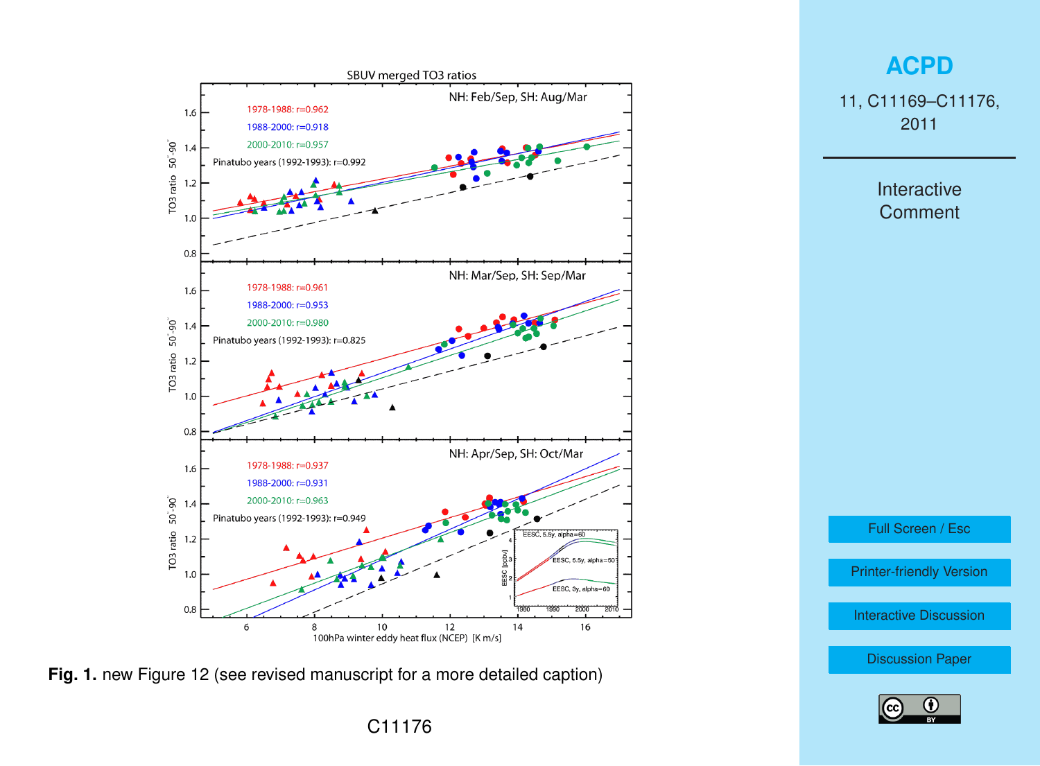SBUV merged TO3 ratios

NH: Feb/Sep, SH: Aug/Mar

1978-1988: r=0.962

1988-2000: r=0.918

2000-2010: r=0.957

Pinatubo years (1992-1993): r=0.992

NH: Mar/Sep, SH: Sep/Mar

1978-1988: r=0.961

1988-2000: r=0.953

2000-2010: r=0.980

Pinatubo years (1992-1993): r=0.825

NH: Apr/Sep, SH: Oct/Mar

1978-1988: r=0.937

1988-2000: r=0.931

2000-2010: r=0.963

Pinatubo years (1992-1993): r=0.949

TO3 ratio 50°-90°

100hPa winter eddy heat flux (NCEP) [K m/s]

EESC, 5.5y, alpha=60

EESC, 5.5y, alpha=50

EESC, 3y, alpha=60

EESC [ppbv]

**Fig. 1.** new Figure 12 (see revised manuscript for a more detailed caption)